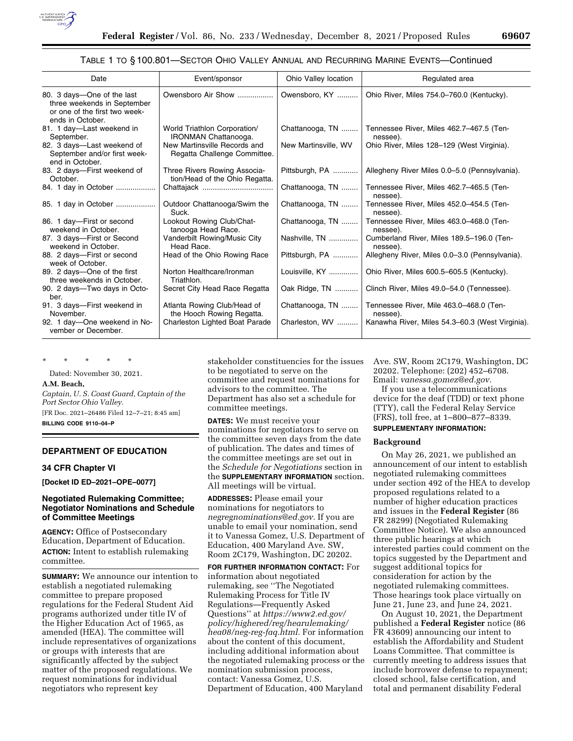### TABLE 1 TO § 100.801—SECTOR OHIO VALLEY ANNUAL AND RECURRING MARINE EVENTS—Continued

| Date | Event/sponsor | Ohio Valley location | Regulated area |
|---|---|---|---|
| 80. 3 days—One of the last three weekends in September or one of the first two weekends in October. | Owensboro Air Show | Owensboro, KY | Ohio River, Miles 754.0–760.0 (Kentucky). |
| 81. 1 day—Last weekend in September. | World Triathlon Corporation/ IRONMAN Chattanooga. | Chattanooga, TN | Tennessee River, Miles 462.7–467.5 (Tennessee). |
| 82. 3 days—Last weekend of September and/or first weekend in October. | New Martinsville Records and Regatta Challenge Committee. | New Martinsville, WV | Ohio River, Miles 128–129 (West Virginia). |
| 83. 2 days—First weekend of October. | Three Rivers Rowing Association/Head of the Ohio Regatta. | Pittsburgh, PA | Allegheny River Miles 0.0–5.0 (Pennsylvania). |
| 84. 1 day in October | Chattajack | Chattanooga, TN | Tennessee River, Miles 462.7–465.5 (Tennessee). |
| 85. 1 day in October | Outdoor Chattanooga/Swim the Suck. | Chattanooga, TN | Tennessee River, Miles 452.0–454.5 (Tennessee). |
| 86. 1 day—First or second weekend in October. | Lookout Rowing Club/Chattanooga Head Race. | Chattanooga, TN | Tennessee River, Miles 463.0–468.0 (Tennessee). |
| 87. 3 days—First or Second weekend in October. | Vanderbilt Rowing/Music City Head Race. | Nashville, TN | Cumberland River, Miles 189.5–196.0 (Tennessee). |
| 88. 2 days—First or second week of October. | Head of the Ohio Rowing Race | Pittsburgh, PA | Allegheny River, Miles 0.0–3.0 (Pennsylvania). |
| 89. 2 days—One of the first three weekends in October. | Norton Healthcare/Ironman Triathlon. | Louisville, KY | Ohio River, Miles 600.5–605.5 (Kentucky). |
| 90. 2 days—Two days in October. | Secret City Head Race Regatta | Oak Ridge, TN | Clinch River, Miles 49.0–54.0 (Tennessee). |
| 91. 3 days—First weekend in November. | Atlanta Rowing Club/Head of the Hooch Rowing Regatta. | Chattanooga, TN | Tennessee River, Mile 463.0–468.0 (Tennessee). |
| 92. 1 day—One weekend in November or December. | Charleston Lighted Boat Parade | Charleston, WV | Kanawha River, Miles 54.3–60.3 (West Virginia). |

\* \* \* \* \*

Dated: November 30, 2021.

**A.M. Beach,**

*Captain, U. S. Coast Guard, Captain of the Port Sector Ohio Valley.*

[FR Doc. 2021–26486 Filed 12–7–21; 8:45 am]

**BILLING CODE 9110–04–P**

## DEPARTMENT OF EDUCATION

### 34 CFR Chapter VI

**[Docket ID ED–2021–OPE–0077]**

### Negotiated Rulemaking Committee; Negotiator Nominations and Schedule of Committee Meetings

**AGENCY:** Office of Postsecondary Education, Department of Education.

**ACTION:** Intent to establish rulemaking committee.

**SUMMARY:** We announce our intention to establish a negotiated rulemaking committee to prepare proposed regulations for the Federal Student Aid programs authorized under title IV of the Higher Education Act of 1965, as amended (HEA). The committee will include representatives of organizations or groups with interests that are significantly affected by the subject matter of the proposed regulations. We request nominations for individual negotiators who represent key stakeholder constituencies for the issues to be negotiated to serve on the committee and request nominations for advisors to the committee. The Department has also set a schedule for committee meetings.

**DATES:** We must receive your nominations for negotiators to serve on the committee seven days from the date of publication. The dates and times of the committee meetings are set out in the *Schedule for Negotiations* section in the **SUPPLEMENTARY INFORMATION** section. All meetings will be virtual.

**ADDRESSES:** Please email your nominations for negotiators to *negregnominations@ed.gov*. If you are unable to email your nomination, send it to Vanessa Gomez, U.S. Department of Education, 400 Maryland Ave. SW, Room 2C179, Washington, DC 20202.

**FOR FURTHER INFORMATION CONTACT:** For information about negotiated rulemaking, see "The Negotiated Rulemaking Process for Title IV Regulations—Frequently Asked Questions" at *https://www2.ed.gov/policy/highered/reg/hearulemaking/hea08/neg-reg-faq.html*. For information about the content of this document, including additional information about the negotiated rulemaking process or the nomination submission process, contact: Vanessa Gomez, U.S. Department of Education, 400 Maryland Ave. SW, Room 2C179, Washington, DC 20202. Telephone: (202) 452–6708. Email: *vanessa.gomez@ed.gov*.

If you use a telecommunications device for the deaf (TDD) or text phone (TTY), call the Federal Relay Service (FRS), toll free, at 1–800–877–8339.

**SUPPLEMENTARY INFORMATION:**

**Background**

On May 26, 2021, we published an announcement of our intent to establish negotiated rulemaking committees under section 492 of the HEA to develop proposed regulations related to a number of higher education practices and issues in the **Federal Register** (86 FR 28299) (Negotiated Rulemaking Committee Notice). We also announced three public hearings at which interested parties could comment on the topics suggested by the Department and suggest additional topics for consideration for action by the negotiated rulemaking committees. Those hearings took place virtually on June 21, June 23, and June 24, 2021.

On August 10, 2021, the Department published a **Federal Register** notice (86 FR 43609) announcing our intent to establish the Affordability and Student Loans Committee. That committee is currently meeting to address issues that include borrower defense to repayment; closed school, false certification, and total and permanent disability Federal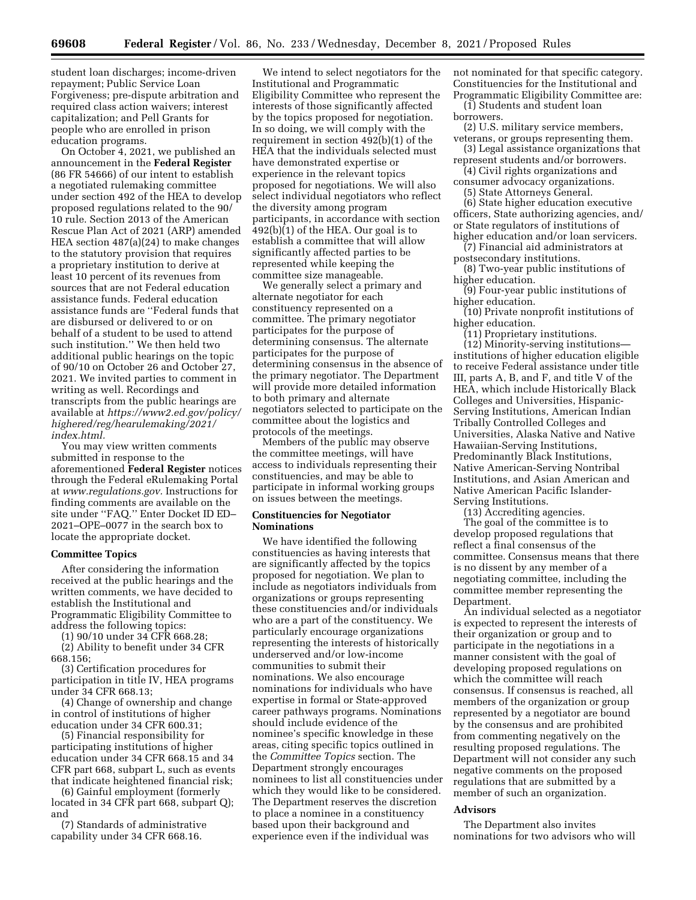student loan discharges; income-driven repayment; Public Service Loan Forgiveness; pre-dispute arbitration and required class action waivers; interest capitalization; and Pell Grants for people who are enrolled in prison education programs.

On October 4, 2021, we published an announcement in the **Federal Register** (86 FR 54666) of our intent to establish a negotiated rulemaking committee under section 492 of the HEA to develop proposed regulations related to the 90/10 rule. Section 2013 of the American Rescue Plan Act of 2021 (ARP) amended HEA section 487(a)(24) to make changes to the statutory provision that requires a proprietary institution to derive at least 10 percent of its revenues from sources that are not Federal education assistance funds. Federal education assistance funds are "Federal funds that are disbursed or delivered to or on behalf of a student to be used to attend such institution." We then held two additional public hearings on the topic of 90/10 on October 26 and October 27, 2021. We invited parties to comment in writing as well. Recordings and transcripts from the public hearings are available at *https://www2.ed.gov/policy/highered/reg/hearulemaking/2021/index.html.*

You may view written comments submitted in response to the aforementioned **Federal Register** notices through the Federal eRulemaking Portal at *www.regulations.gov.* Instructions for finding comments are available on the site under "FAQ." Enter Docket ID ED–2021–OPE–0077 in the search box to locate the appropriate docket.

## Committee Topics

After considering the information received at the public hearings and the written comments, we have decided to establish the Institutional and Programmatic Eligibility Committee to address the following topics:

(1) 90/10 under 34 CFR 668.28;

(2) Ability to benefit under 34 CFR 668.156;

(3) Certification procedures for participation in title IV, HEA programs under 34 CFR 668.13;

(4) Change of ownership and change in control of institutions of higher education under 34 CFR 600.31;

(5) Financial responsibility for participating institutions of higher education under 34 CFR 668.15 and 34 CFR part 668, subpart L, such as events that indicate heightened financial risk;

(6) Gainful employment (formerly located in 34 CFR part 668, subpart Q); and

(7) Standards of administrative capability under 34 CFR 668.16.

We intend to select negotiators for the Institutional and Programmatic Eligibility Committee who represent the interests of those significantly affected by the topics proposed for negotiation. In so doing, we will comply with the requirement in section 492(b)(1) of the HEA that the individuals selected must have demonstrated expertise or experience in the relevant topics proposed for negotiations. We will also select individual negotiators who reflect the diversity among program participants, in accordance with section 492(b)(1) of the HEA. Our goal is to establish a committee that will allow significantly affected parties to be represented while keeping the committee size manageable.

We generally select a primary and alternate negotiator for each constituency represented on a committee. The primary negotiator participates for the purpose of determining consensus. The alternate participates for the purpose of determining consensus in the absence of the primary negotiator. The Department will provide more detailed information to both primary and alternate negotiators selected to participate on the committee about the logistics and protocols of the meetings.

Members of the public may observe the committee meetings, will have access to individuals representing their constituencies, and may be able to participate in informal working groups on issues between the meetings.

## Constituencies for Negotiator Nominations

We have identified the following constituencies as having interests that are significantly affected by the topics proposed for negotiation. We plan to include as negotiators individuals from organizations or groups representing these constituencies and/or individuals who are a part of the constituency. We particularly encourage organizations representing the interests of historically underserved and/or low-income communities to submit their nominations. We also encourage nominations for individuals who have expertise in formal or State-approved career pathways programs. Nominations should include evidence of the nominee's specific knowledge in these areas, citing specific topics outlined in the *Committee Topics* section. The Department strongly encourages nominees to list all constituencies under which they would like to be considered. The Department reserves the discretion to place a nominee in a constituency based upon their background and experience even if the individual was not nominated for that specific category. Constituencies for the Institutional and Programmatic Eligibility Committee are:

(1) Students and student loan borrowers.

(2) U.S. military service members, veterans, or groups representing them.

(3) Legal assistance organizations that represent students and/or borrowers.

(4) Civil rights organizations and consumer advocacy organizations.

(5) State Attorneys General.

(6) State higher education executive officers, State authorizing agencies, and/or State regulators of institutions of higher education and/or loan servicers.

(7) Financial aid administrators at postsecondary institutions.

(8) Two-year public institutions of higher education.

(9) Four-year public institutions of higher education.

(10) Private nonprofit institutions of higher education.

(11) Proprietary institutions.

(12) Minority-serving institutions—institutions of higher education eligible to receive Federal assistance under title III, parts A, B, and F, and title V of the HEA, which include Historically Black Colleges and Universities, Hispanic-Serving Institutions, American Indian Tribally Controlled Colleges and Universities, Alaska Native and Native Hawaiian-Serving Institutions, Predominantly Black Institutions, Native American-Serving Nontribal Institutions, and Asian American and Native American Pacific Islander-Serving Institutions.

(13) Accrediting agencies.

The goal of the committee is to develop proposed regulations that reflect a final consensus of the committee. Consensus means that there is no dissent by any member of a negotiating committee, including the committee member representing the Department.

An individual selected as a negotiator is expected to represent the interests of their organization or group and to participate in the negotiations in a manner consistent with the goal of developing proposed regulations on which the committee will reach consensus. If consensus is reached, all members of the organization or group represented by a negotiator are bound by the consensus and are prohibited from commenting negatively on the resulting proposed regulations. The Department will not consider any such negative comments on the proposed regulations that are submitted by a member of such an organization.

## Advisors

The Department also invites nominations for two advisors who will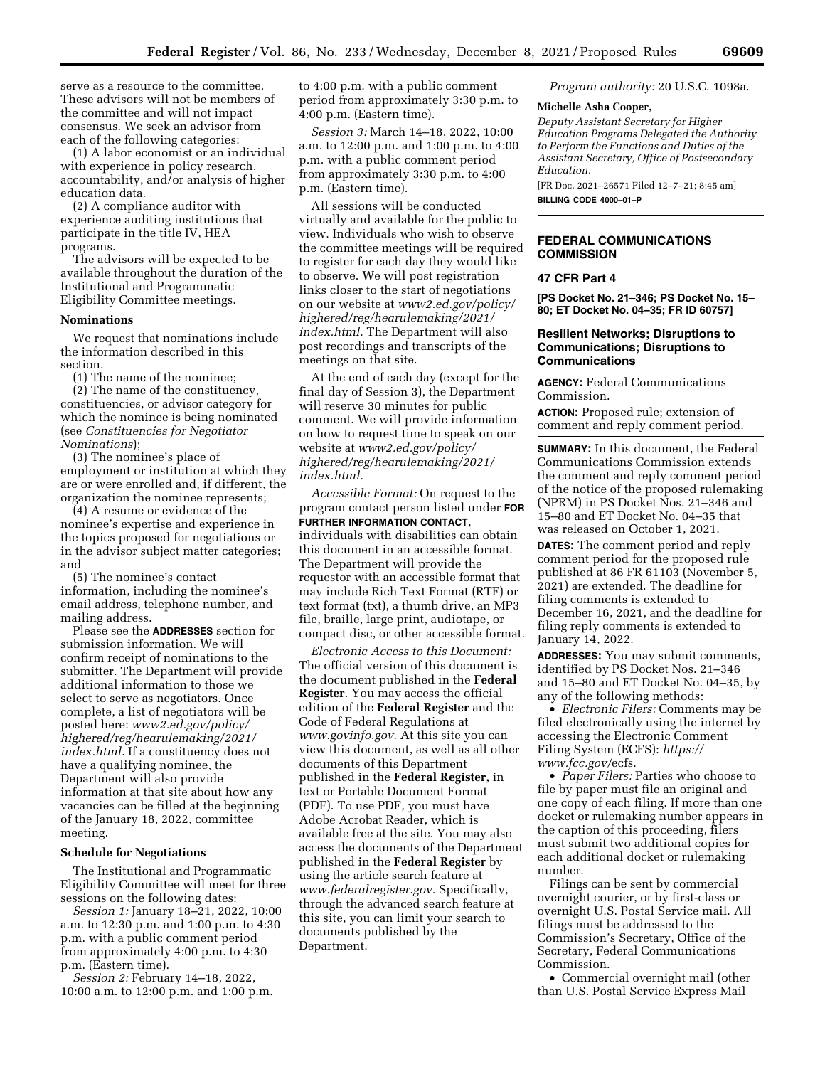serve as a resource to the committee. These advisors will not be members of the committee and will not impact consensus. We seek an advisor from each of the following categories:

(1) A labor economist or an individual with experience in policy research, accountability, and/or analysis of higher education data.

(2) A compliance auditor with experience auditing institutions that participate in the title IV, HEA programs.

The advisors will be expected to be available throughout the duration of the Institutional and Programmatic Eligibility Committee meetings.

**Nominations**

We request that nominations include the information described in this section.

(1) The name of the nominee;

(2) The name of the constituency, constituencies, or advisor category for which the nominee is being nominated (see *Constituencies for Negotiator Nominations*);

(3) The nominee's place of employment or institution at which they are or were enrolled and, if different, the organization the nominee represents;

(4) A resume or evidence of the nominee's expertise and experience in the topics proposed for negotiations or in the advisor subject matter categories; and

(5) The nominee's contact information, including the nominee's email address, telephone number, and mailing address.

Please see the **ADDRESSES** section for submission information. We will confirm receipt of nominations to the submitter. The Department will provide additional information to those we select to serve as negotiators. Once complete, a list of negotiators will be posted here: *www2.ed.gov/policy/highered/reg/hearulemaking/2021/index.html.* If a constituency does not have a qualifying nominee, the Department will also provide information at that site about how any vacancies can be filled at the beginning of the January 18, 2022, committee meeting.

**Schedule for Negotiations**

The Institutional and Programmatic Eligibility Committee will meet for three sessions on the following dates:

*Session 1:* January 18–21, 2022, 10:00 a.m. to 12:30 p.m. and 1:00 p.m. to 4:30 p.m. with a public comment period from approximately 4:00 p.m. to 4:30 p.m. (Eastern time).

*Session 2:* February 14–18, 2022, 10:00 a.m. to 12:00 p.m. and 1:00 p.m. to 4:00 p.m. with a public comment period from approximately 3:30 p.m. to 4:00 p.m. (Eastern time).

*Session 3:* March 14–18, 2022, 10:00 a.m. to 12:00 p.m. and 1:00 p.m. to 4:00 p.m. with a public comment period from approximately 3:30 p.m. to 4:00 p.m. (Eastern time).

All sessions will be conducted virtually and available for the public to view. Individuals who wish to observe the committee meetings will be required to register for each day they would like to observe. We will post registration links closer to the start of negotiations on our website at *www2.ed.gov/policy/highered/reg/hearulemaking/2021/index.html.* The Department will also post recordings and transcripts of the meetings on that site.

At the end of each day (except for the final day of Session 3), the Department will reserve 30 minutes for public comment. We will provide information on how to request time to speak on our website at *www2.ed.gov/policy/highered/reg/hearulemaking/2021/index.html.*

*Accessible Format:* On request to the program contact person listed under **FOR FURTHER INFORMATION CONTACT**, individuals with disabilities can obtain this document in an accessible format. The Department will provide the requestor with an accessible format that may include Rich Text Format (RTF) or text format (txt), a thumb drive, an MP3 file, braille, large print, audiotape, or compact disc, or other accessible format.

*Electronic Access to this Document:* The official version of this document is the document published in the **Federal Register**. You may access the official edition of the **Federal Register** and the Code of Federal Regulations at *www.govinfo.gov.* At this site you can view this document, as well as all other documents of this Department published in the **Federal Register,** in text or Portable Document Format (PDF). To use PDF, you must have Adobe Acrobat Reader, which is available free at the site. You may also access the documents of the Department published in the **Federal Register** by using the article search feature at *www.federalregister.gov.* Specifically, through the advanced search feature at this site, you can limit your search to documents published by the Department.

*Program authority:* 20 U.S.C. 1098a.

**Michelle Asha Cooper,**

*Deputy Assistant Secretary for Higher Education Programs Delegated the Authority to Perform the Functions and Duties of the Assistant Secretary, Office of Postsecondary Education.*

[FR Doc. 2021–26571 Filed 12–7–21; 8:45 am]

**BILLING CODE 4000–01–P**

## FEDERAL COMMUNICATIONS COMMISSION

### 47 CFR Part 4

**[PS Docket No. 21–346; PS Docket No. 15–80; ET Docket No. 04–35; FR ID 60757]**

### Resilient Networks; Disruptions to Communications; Disruptions to Communications

**AGENCY:** Federal Communications Commission.

**ACTION:** Proposed rule; extension of comment and reply comment period.

**SUMMARY:** In this document, the Federal Communications Commission extends the comment and reply comment period of the notice of the proposed rulemaking (NPRM) in PS Docket Nos. 21–346 and 15–80 and ET Docket No. 04–35 that was released on October 1, 2021.

**DATES:** The comment period and reply comment period for the proposed rule published at 86 FR 61103 (November 5, 2021) are extended. The deadline for filing comments is extended to December 16, 2021, and the deadline for filing reply comments is extended to January 14, 2022.

**ADDRESSES:** You may submit comments, identified by PS Docket Nos. 21–346 and 15–80 and ET Docket No. 04–35, by any of the following methods:

- *Electronic Filers:* Comments may be filed electronically using the internet by accessing the Electronic Comment Filing System (ECFS): *https://www.fcc.gov/ecfs.*
- *Paper Filers:* Parties who choose to file by paper must file an original and one copy of each filing. If more than one docket or rulemaking number appears in the caption of this proceeding, filers must submit two additional copies for each additional docket or rulemaking number.

Filings can be sent by commercial overnight courier, or by first-class or overnight U.S. Postal Service mail. All filings must be addressed to the Commission's Secretary, Office of the Secretary, Federal Communications Commission.

- Commercial overnight mail (other than U.S. Postal Service Express Mail